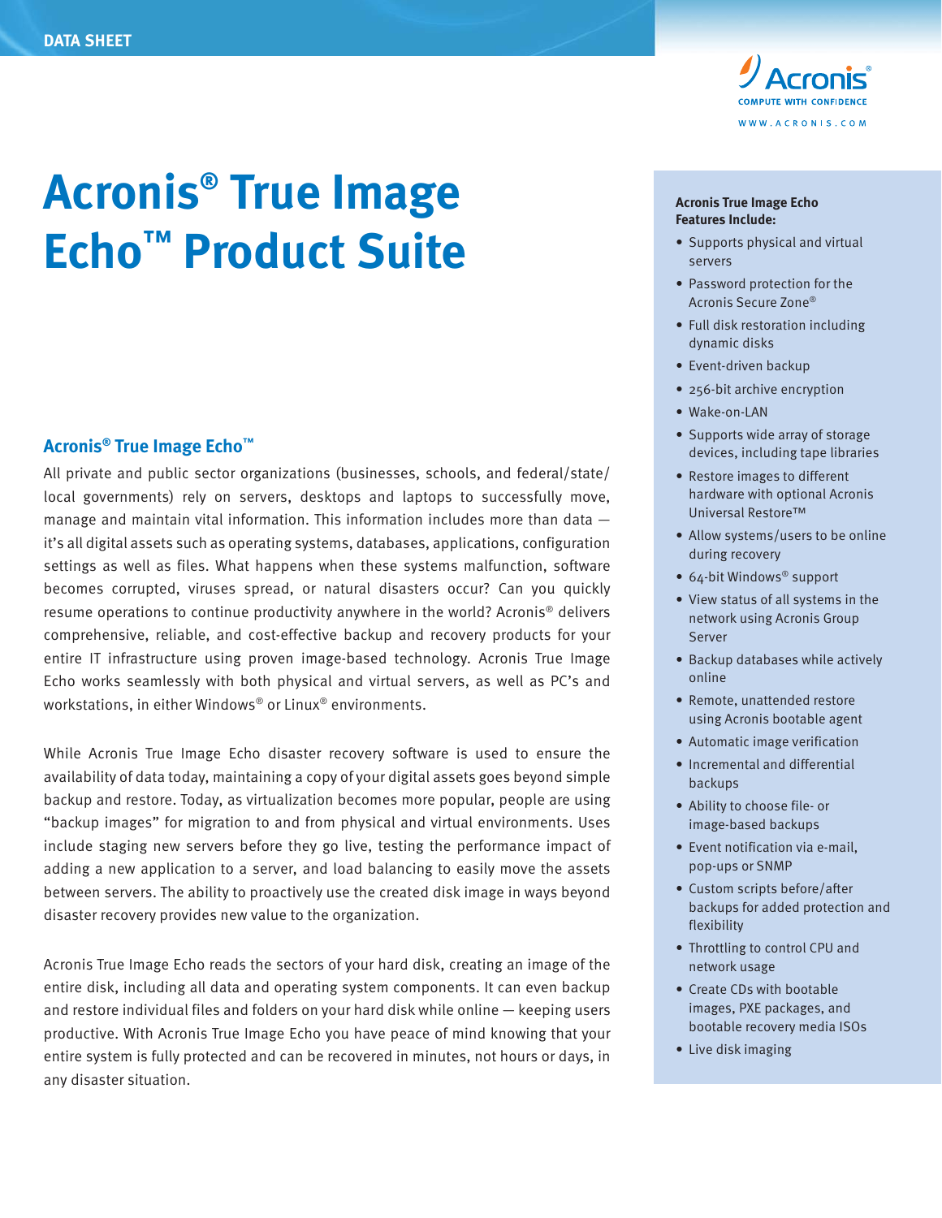DATA SHEET

# Acronis® True Image Echo™ Product Suite

## Acronis® True Image Echo™

All private and public sector organizations (businesses, schools, and federal/state/local governments) rely on servers, desktops and laptops to successfully move, manage and maintain vital information. This information includes more than data — it's all digital assets such as operating systems, databases, applications, configuration settings as well as files. What happens when these systems malfunction, software becomes corrupted, viruses spread, or natural disasters occur? Can you quickly resume operations to continue productivity anywhere in the world? Acronis® delivers comprehensive, reliable, and cost-effective backup and recovery products for your entire IT infrastructure using proven image-based technology. Acronis True Image Echo works seamlessly with both physical and virtual servers, as well as PC's and workstations, in either Windows® or Linux® environments.

While Acronis True Image Echo disaster recovery software is used to ensure the availability of data today, maintaining a copy of your digital assets goes beyond simple backup and restore. Today, as virtualization becomes more popular, people are using "backup images" for migration to and from physical and virtual environments. Uses include staging new servers before they go live, testing the performance impact of adding a new application to a server, and load balancing to easily move the assets between servers. The ability to proactively use the created disk image in ways beyond disaster recovery provides new value to the organization.

Acronis True Image Echo reads the sectors of your hard disk, creating an image of the entire disk, including all data and operating system components. It can even backup and restore individual files and folders on your hard disk while online — keeping users productive. With Acronis True Image Echo you have peace of mind knowing that your entire system is fully protected and can be recovered in minutes, not hours or days, in any disaster situation.

**Acronis True Image Echo Features Include:**

- Supports physical and virtual servers
- Password protection for the Acronis Secure Zone®
- Full disk restoration including dynamic disks
- Event-driven backup
- 256-bit archive encryption
- Wake-on-LAN
- Supports wide array of storage devices, including tape libraries
- Restore images to different hardware with optional Acronis Universal Restore™
- Allow systems/users to be online during recovery
- 64-bit Windows® support
- View status of all systems in the network using Acronis Group Server
- Backup databases while actively online
- Remote, unattended restore using Acronis bootable agent
- Automatic image verification
- Incremental and differential backups
- Ability to choose file- or image-based backups
- Event notification via e-mail, pop-ups or SNMP
- Custom scripts before/after backups for added protection and flexibility
- Throttling to control CPU and network usage
- Create CDs with bootable images, PXE packages, and bootable recovery media ISOs
- Live disk imaging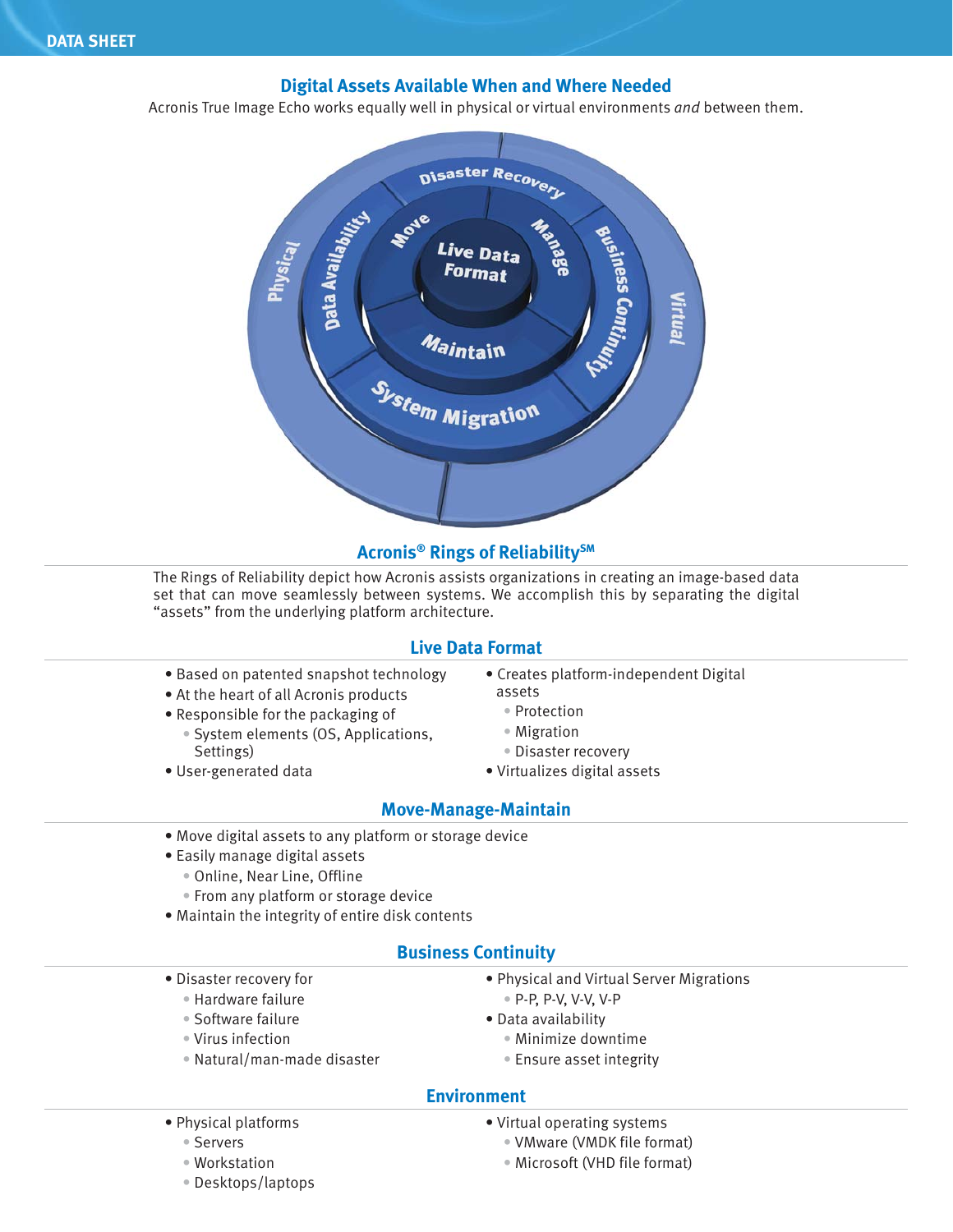## Digital Assets Available When and Where Needed

Acronis True Image Echo works equally well in physical or virtual environments *and* between them.

### Acronis® Rings of Reliability℠

The Rings of Reliability depict how Acronis assists organizations in creating an image-based data set that can move seamlessly between systems. We accomplish this by separating the digital "assets" from the underlying platform architecture.

### Live Data Format

- Based on patented snapshot technology
- At the heart of all Acronis products
- Responsible for the packaging of
  - System elements (OS, Applications, Settings)
- User-generated data
- Creates platform-independent Digital assets
  - Protection
  - Migration
  - Disaster recovery
- Virtualizes digital assets

### Move-Manage-Maintain

- Move digital assets to any platform or storage device
- Easily manage digital assets
  - Online, Near Line, Offline
  - From any platform or storage device
- Maintain the integrity of entire disk contents

### Business Continuity

- Disaster recovery for
  - Hardware failure
  - Software failure
  - Virus infection
  - Natural/man-made disaster
- Physical and Virtual Server Migrations
  - P-P, P-V, V-V, V-P
- Data availability
  - Minimize downtime
  - Ensure asset integrity

### Environment

- Physical platforms
  - Servers
  - Workstation
  - Desktops/laptops
- Virtual operating systems
  - VMware (VMDK file format)
  - Microsoft (VHD file format)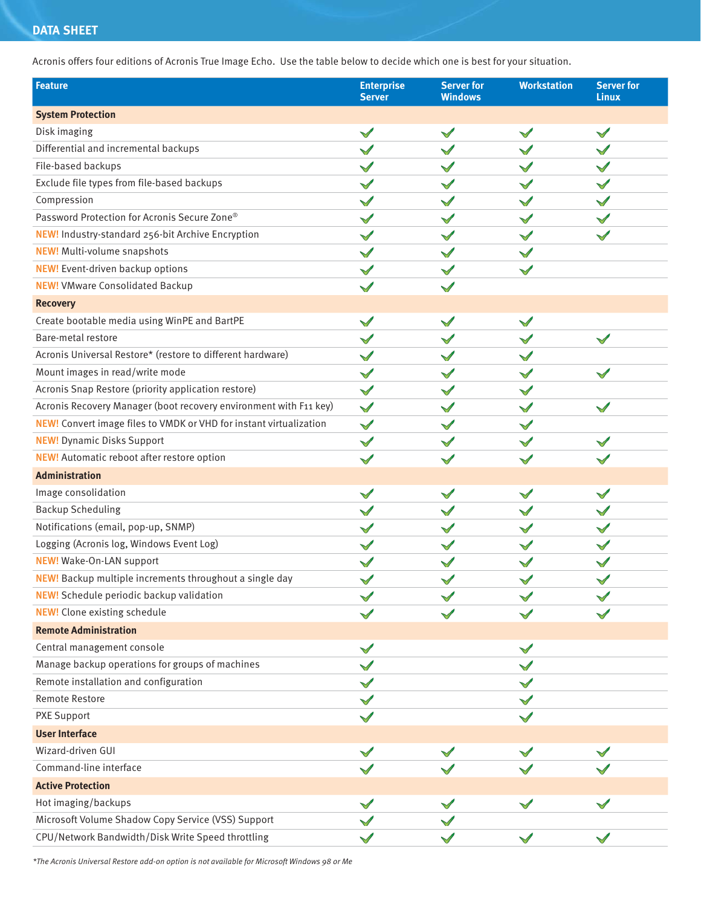**DATA SHEET**

Acronis offers four editions of Acronis True Image Echo. Use the table below to decide which one is best for your situation.

| Feature | Enterprise Server | Server for Windows | Workstation | Server for Linux |
|---|---|---|---|---|
| **System Protection** | | | | |
| Disk imaging | ✓ | ✓ | ✓ | ✓ |
| Differential and incremental backups | ✓ | ✓ | ✓ | ✓ |
| File-based backups | ✓ | ✓ | ✓ | ✓ |
| Exclude file types from file-based backups | ✓ | ✓ | ✓ | ✓ |
| Compression | ✓ | ✓ | ✓ | ✓ |
| Password Protection for Acronis Secure Zone® | ✓ | ✓ | ✓ | ✓ |
| NEW! Industry-standard 256-bit Archive Encryption | ✓ | ✓ | ✓ | ✓ |
| NEW! Multi-volume snapshots | ✓ | ✓ | ✓ | |
| NEW! Event-driven backup options | ✓ | ✓ | ✓ | |
| NEW! VMware Consolidated Backup | ✓ | ✓ | | |
| **Recovery** | | | | |
| Create bootable media using WinPE and BartPE | ✓ | ✓ | ✓ | |
| Bare-metal restore | ✓ | ✓ | ✓ | ✓ |
| Acronis Universal Restore* (restore to different hardware) | ✓ | ✓ | ✓ | |
| Mount images in read/write mode | ✓ | ✓ | ✓ | ✓ |
| Acronis Snap Restore (priority application restore) | ✓ | ✓ | ✓ | |
| Acronis Recovery Manager (boot recovery environment with F11 key) | ✓ | ✓ | ✓ | ✓ |
| NEW! Convert image files to VMDK or VHD for instant virtualization | ✓ | ✓ | ✓ | |
| NEW! Dynamic Disks Support | ✓ | ✓ | ✓ | ✓ |
| NEW! Automatic reboot after restore option | ✓ | ✓ | ✓ | ✓ |
| **Administration** | | | | |
| Image consolidation | ✓ | ✓ | ✓ | ✓ |
| Backup Scheduling | ✓ | ✓ | ✓ | ✓ |
| Notifications (email, pop-up, SNMP) | ✓ | ✓ | ✓ | ✓ |
| Logging (Acronis log, Windows Event Log) | ✓ | ✓ | ✓ | ✓ |
| NEW! Wake-On-LAN support | ✓ | ✓ | ✓ | ✓ |
| NEW! Backup multiple increments throughout a single day | ✓ | ✓ | ✓ | ✓ |
| NEW! Schedule periodic backup validation | ✓ | ✓ | ✓ | ✓ |
| NEW! Clone existing schedule | ✓ | ✓ | ✓ | ✓ |
| **Remote Administration** | | | | |
| Central management console | ✓ | | ✓ | |
| Manage backup operations for groups of machines | ✓ | | ✓ | |
| Remote installation and configuration | ✓ | | ✓ | |
| Remote Restore | ✓ | | ✓ | |
| PXE Support | ✓ | | ✓ | |
| **User Interface** | | | | |
| Wizard-driven GUI | ✓ | ✓ | ✓ | ✓ |
| Command-line interface | ✓ | ✓ | ✓ | ✓ |
| **Active Protection** | | | | |
| Hot imaging/backups | ✓ | ✓ | ✓ | ✓ |
| Microsoft Volume Shadow Copy Service (VSS) Support | ✓ | ✓ | | |
| CPU/Network Bandwidth/Disk Write Speed throttling | ✓ | ✓ | ✓ | ✓ |

*\*The Acronis Universal Restore add-on option is not available for Microsoft Windows 98 or Me*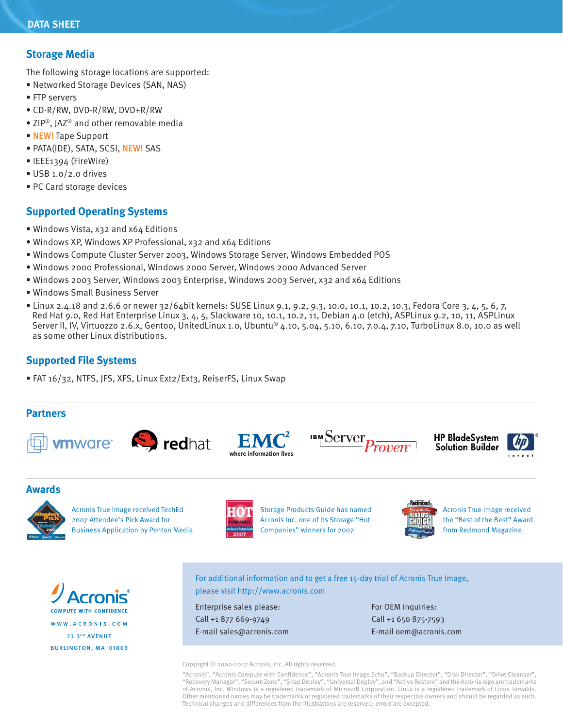## Storage Media

The following storage locations are supported:

- Networked Storage Devices (SAN, NAS)
- FTP servers
- CD-R/RW, DVD-R/RW, DVD+R/RW
- ZIP®, JAZ® and other removable media
- NEW! Tape Support
- PATA(IDE), SATA, SCSI, NEW! SAS
- IEEE1394 (FireWire)
- USB 1.0/2.0 drives
- PC Card storage devices

## Supported Operating Systems

- Windows Vista, x32 and x64 Editions
- Windows XP, Windows XP Professional, x32 and x64 Editions
- Windows Compute Cluster Server 2003, Windows Storage Server, Windows Embedded POS
- Windows 2000 Professional, Windows 2000 Server, Windows 2000 Advanced Server
- Windows 2003 Server, Windows 2003 Enterprise, Windows 2003 Server, x32 and x64 Editions
- Windows Small Business Server
- Linux 2.4.18 and 2.6.6 or newer 32/64bit kernels: SUSE Linux 9.1, 9.2, 9.3, 10.0, 10.1, 10.2, 10.3, Fedora Core 3, 4, 5, 6, 7, Red Hat 9.0, Red Hat Enterprise Linux 3, 4, 5, Slackware 10, 10.1, 10.2, 11, Debian 4.0 (etch), ASPLinux 9.2, 10, 11, ASPLinux Server II, IV, Virtuozzo 2.6.x, Gentoo, UnitedLinux 1.0, Ubuntu® 4.10, 5.04, 5.10, 6.10, 7.0.4, 7.10, TurboLinux 8.0, 10.0 as well as some other Linux distributions.

## Supported File Systems

- FAT 16/32, NTFS, JFS, XFS, Linux Ext2/Ext3, ReiserFS, Linux Swap

## Partners

vmware · redhat · EMC² where information lives · IBM Server Proven · HP BladeSystem Solution Builder

## Awards

Acronis True Image received TechEd 2007 Attendee's Pick Award for Business Application by Penton Media

Storage Products Guide has named Acronis Inc. one of its Storage "Hot Companies" winners for 2007.

Acronis True Image received the "Best of the Best" Award from Redmond Magazine

Acronis
COMPUTE WITH CONFIDENCE
WWW.ACRONIS.COM
23 3RD AVENUE
BURLINGTON, MA 01803

For additional information and to get a free 15-day trial of Acronis True Image, please visit http://www.acronis.com

Enterprise sales please:
Call +1 877 669-9749
E-mail sales@acronis.com

For OEM inquiries:
Call +1 650 875-7593
E-mail oem@acronis.com

Copyright © 2000-2007 Acronis, Inc. All rights reserved.

"Acronis", "Acronis Compute with Confidence", "Acronis True Image Echo", "Backup Director", "Disk Director", "Drive Cleanser", "Recovery Manager", "Secure Zone", "Snap Deploy", "Universal Deploy", and "Active Restore" and the Acronis logo are trademarks of Acronis, Inc. Windows is a registered trademark of Microsoft Corporation. Linux is a registered trademark of Linus Torvalds. Other mentioned names may be trademarks or registered trademarks of their respective owners and should be regarded as such. Technical changes and differences from the illustrations are reserved; errors are excepted.